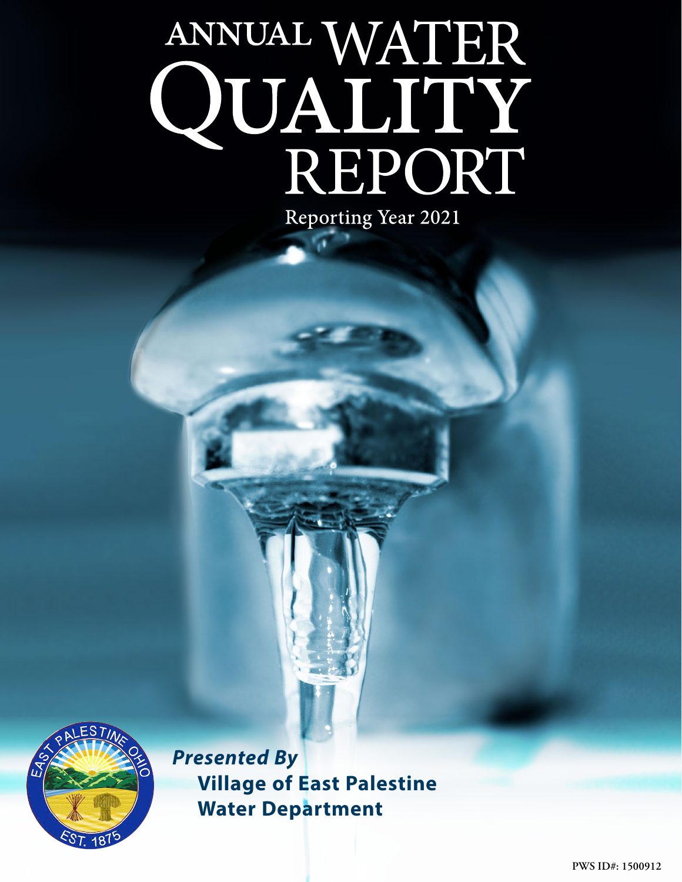# ANNUAL WATER QUALITY REPORT

Reporting Year 2021

***Presented By***

**Village of East Palestine Water Department**

PWS ID#: 1500912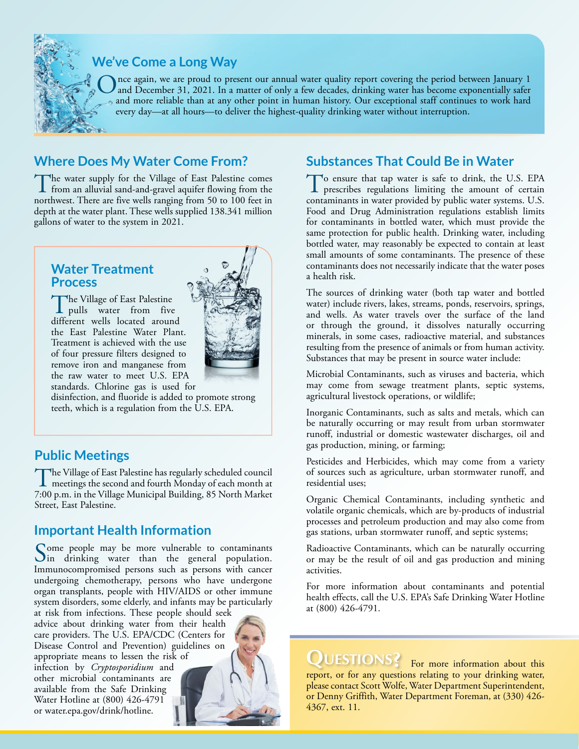## We've Come a Long Way

Once again, we are proud to present our annual water quality report covering the period between January 1 and December 31, 2021. In a matter of only a few decades, drinking water has become exponentially safer and more reliable than at any other point in human history. Our exceptional staff continues to work hard every day—at all hours—to deliver the highest-quality drinking water without interruption.

## Where Does My Water Come From?

The water supply for the Village of East Palestine comes from an alluvial sand-and-gravel aquifer flowing from the northwest. There are five wells ranging from 50 to 100 feet in depth at the water plant. These wells supplied 138.341 million gallons of water to the system in 2021.

## Water Treatment Process

The Village of East Palestine pulls water from five different wells located around the East Palestine Water Plant. Treatment is achieved with the use of four pressure filters designed to remove iron and manganese from the raw water to meet U.S. EPA standards. Chlorine gas is used for disinfection, and fluoride is added to promote strong teeth, which is a regulation from the U.S. EPA.

## Public Meetings

The Village of East Palestine has regularly scheduled council meetings the second and fourth Monday of each month at 7:00 p.m. in the Village Municipal Building, 85 North Market Street, East Palestine.

## Important Health Information

Some people may be more vulnerable to contaminants in drinking water than the general population. Immunocompromised persons such as persons with cancer undergoing chemotherapy, persons who have undergone organ transplants, people with HIV/AIDS or other immune system disorders, some elderly, and infants may be particularly at risk from infections. These people should seek advice about drinking water from their health care providers. The U.S. EPA/CDC (Centers for Disease Control and Prevention) guidelines on appropriate means to lessen the risk of infection by *Cryptosporidium* and other microbial contaminants are available from the Safe Drinking Water Hotline at (800) 426-4791 or water.epa.gov/drink/hotline.

## Substances That Could Be in Water

To ensure that tap water is safe to drink, the U.S. EPA prescribes regulations limiting the amount of certain contaminants in water provided by public water systems. U.S. Food and Drug Administration regulations establish limits for contaminants in bottled water, which must provide the same protection for public health. Drinking water, including bottled water, may reasonably be expected to contain at least small amounts of some contaminants. The presence of these contaminants does not necessarily indicate that the water poses a health risk.

The sources of drinking water (both tap water and bottled water) include rivers, lakes, streams, ponds, reservoirs, springs, and wells. As water travels over the surface of the land or through the ground, it dissolves naturally occurring minerals, in some cases, radioactive material, and substances resulting from the presence of animals or from human activity. Substances that may be present in source water include:

Microbial Contaminants, such as viruses and bacteria, which may come from sewage treatment plants, septic systems, agricultural livestock operations, or wildlife;

Inorganic Contaminants, such as salts and metals, which can be naturally occurring or may result from urban stormwater runoff, industrial or domestic wastewater discharges, oil and gas production, mining, or farming;

Pesticides and Herbicides, which may come from a variety of sources such as agriculture, urban stormwater runoff, and residential uses;

Organic Chemical Contaminants, including synthetic and volatile organic chemicals, which are by-products of industrial processes and petroleum production and may also come from gas stations, urban stormwater runoff, and septic systems;

Radioactive Contaminants, which can be naturally occurring or may be the result of oil and gas production and mining activities.

For more information about contaminants and potential health effects, call the U.S. EPA's Safe Drinking Water Hotline at (800) 426-4791.

## Questions?

For more information about this report, or for any questions relating to your drinking water, please contact Scott Wolfe, Water Department Superintendent, or Denny Griffith, Water Department Foreman, at (330) 426-4367, ext. 11.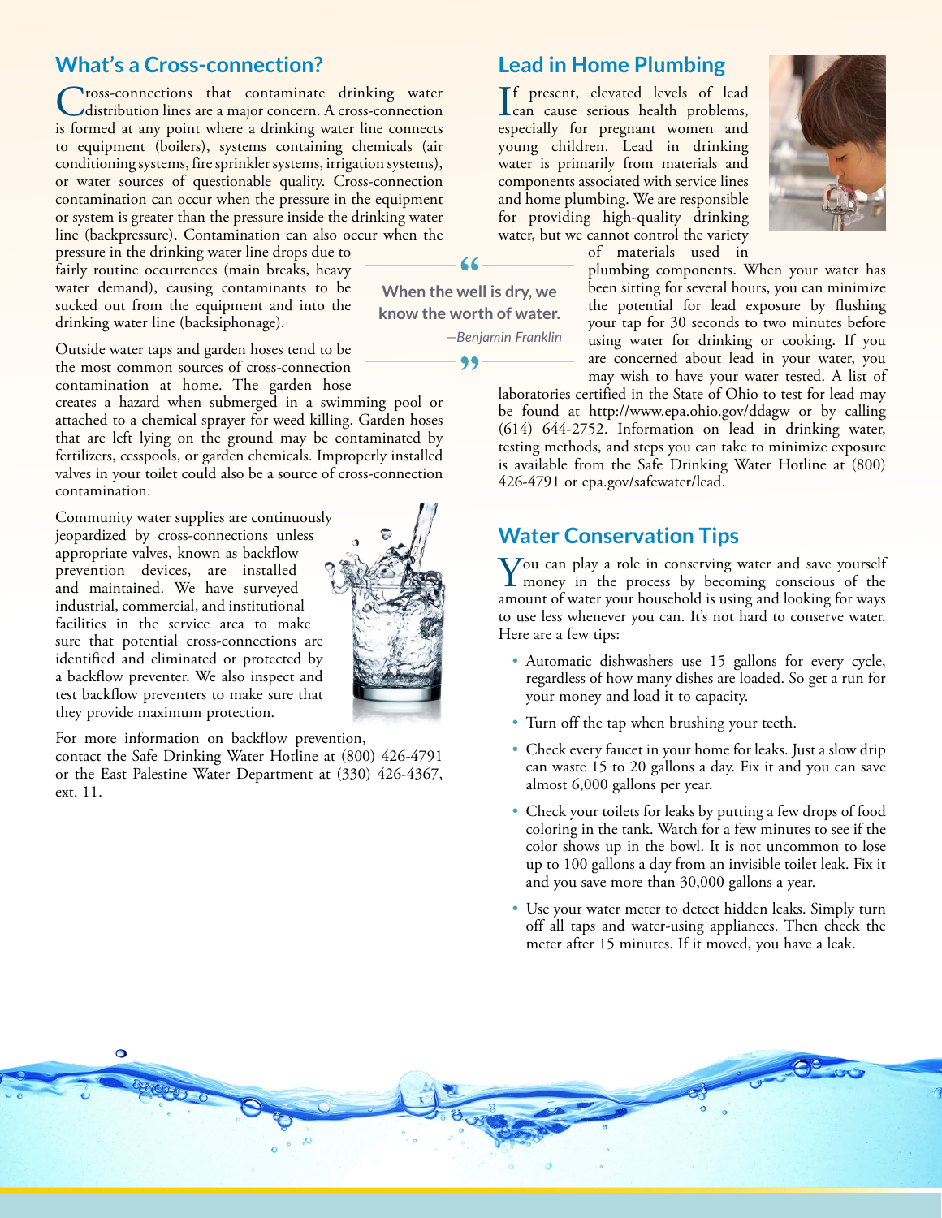## What's a Cross-connection?

Cross-connections that contaminate drinking water distribution lines are a major concern. A cross-connection is formed at any point where a drinking water line connects to equipment (boilers), systems containing chemicals (air conditioning systems, fire sprinkler systems, irrigation systems), or water sources of questionable quality. Cross-connection contamination can occur when the pressure in the equipment or system is greater than the pressure inside the drinking water line (backpressure). Contamination can also occur when the pressure in the drinking water line drops due to fairly routine occurrences (main breaks, heavy water demand), causing contaminants to be sucked out from the equipment and into the drinking water line (backsiphonage).

Outside water taps and garden hoses tend to be the most common sources of cross-connection contamination at home. The garden hose creates a hazard when submerged in a swimming pool or attached to a chemical sprayer for weed killing. Garden hoses that are left lying on the ground may be contaminated by fertilizers, cesspools, or garden chemicals. Improperly installed valves in your toilet could also be a source of cross-connection contamination.

Community water supplies are continuously jeopardized by cross-connections unless appropriate valves, known as backflow prevention devices, are installed and maintained. We have surveyed industrial, commercial, and institutional facilities in the service area to make sure that potential cross-connections are identified and eliminated or protected by a backflow preventer. We also inspect and test backflow preventers to make sure that they provide maximum protection.

For more information on backflow prevention, contact the Safe Drinking Water Hotline at (800) 426-4791 or the East Palestine Water Department at (330) 426-4367, ext. 11.

> "When the well is dry, we know the worth of water."
>
> *—Benjamin Franklin*

## Lead in Home Plumbing

If present, elevated levels of lead can cause serious health problems, especially for pregnant women and young children. Lead in drinking water is primarily from materials and components associated with service lines and home plumbing. We are responsible for providing high-quality drinking water, but we cannot control the variety of materials used in plumbing components. When your water has been sitting for several hours, you can minimize the potential for lead exposure by flushing your tap for 30 seconds to two minutes before using water for drinking or cooking. If you are concerned about lead in your water, you may wish to have your water tested. A list of laboratories certified in the State of Ohio to test for lead may be found at http://www.epa.ohio.gov/ddagw or by calling (614) 644-2752. Information on lead in drinking water, testing methods, and steps you can take to minimize exposure is available from the Safe Drinking Water Hotline at (800) 426-4791 or epa.gov/safewater/lead.

## Water Conservation Tips

You can play a role in conserving water and save yourself money in the process by becoming conscious of the amount of water your household is using and looking for ways to use less whenever you can. It's not hard to conserve water. Here are a few tips:

- Automatic dishwashers use 15 gallons for every cycle, regardless of how many dishes are loaded. So get a run for your money and load it to capacity.
- Turn off the tap when brushing your teeth.
- Check every faucet in your home for leaks. Just a slow drip can waste 15 to 20 gallons a day. Fix it and you can save almost 6,000 gallons per year.
- Check your toilets for leaks by putting a few drops of food coloring in the tank. Watch for a few minutes to see if the color shows up in the bowl. It is not uncommon to lose up to 100 gallons a day from an invisible toilet leak. Fix it and you save more than 30,000 gallons a year.
- Use your water meter to detect hidden leaks. Simply turn off all taps and water-using appliances. Then check the meter after 15 minutes. If it moved, you have a leak.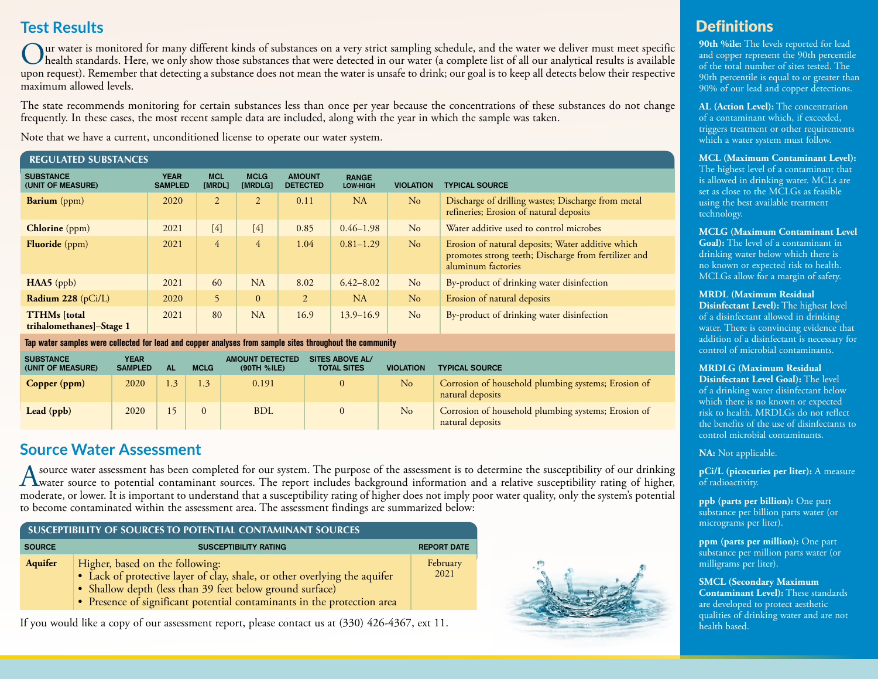## Test Results

Our water is monitored for many different kinds of substances on a very strict sampling schedule, and the water we deliver must meet specific health standards. Here, we only show those substances that were detected in our water (a complete list of all our analytical results is available upon request). Remember that detecting a substance does not mean the water is unsafe to drink; our goal is to keep all detects below their respective maximum allowed levels.

The state recommends monitoring for certain substances less than once per year because the concentrations of these substances do not change frequently. In these cases, the most recent sample data are included, along with the year in which the sample was taken.

Note that we have a current, unconditioned license to operate our water system.

**REGULATED SUBSTANCES**

| SUBSTANCE (UNIT OF MEASURE) | YEAR SAMPLED | MCL [MRDL] | MCLG [MRDLG] | AMOUNT DETECTED | RANGE LOW-HIGH | VIOLATION | TYPICAL SOURCE |
|---|---|---|---|---|---|---|---|
| **Barium** (ppm) | 2020 | 2 | 2 | 0.11 | NA | No | Discharge of drilling wastes; Discharge from metal refineries; Erosion of natural deposits |
| **Chlorine** (ppm) | 2021 | [4] | [4] | 0.85 | 0.46–1.98 | No | Water additive used to control microbes |
| **Fluoride** (ppm) | 2021 | 4 | 4 | 1.04 | 0.81–1.29 | No | Erosion of natural deposits; Water additive which promotes strong teeth; Discharge from fertilizer and aluminum factories |
| **HAA5** (ppb) | 2021 | 60 | NA | 8.02 | 6.42–8.02 | No | By-product of drinking water disinfection |
| **Radium 228** (pCi/L) | 2020 | 5 | 0 | 2 | NA | No | Erosion of natural deposits |
| **TTHMs [total trihalomethanes]–Stage 1** | 2021 | 80 | NA | 16.9 | 13.9–16.9 | No | By-product of drinking water disinfection |

**Tap water samples were collected for lead and copper analyses from sample sites throughout the community**

| SUBSTANCE (UNIT OF MEASURE) | YEAR SAMPLED | AL | MCLG | AMOUNT DETECTED (90TH %ILE) | SITES ABOVE AL/ TOTAL SITES | VIOLATION | TYPICAL SOURCE |
|---|---|---|---|---|---|---|---|
| **Copper (ppm)** | 2020 | 1.3 | 1.3 | 0.191 | 0 | No | Corrosion of household plumbing systems; Erosion of natural deposits |
| **Lead (ppb)** | 2020 | 15 | 0 | BDL | 0 | No | Corrosion of household plumbing systems; Erosion of natural deposits |

## Source Water Assessment

A source water assessment has been completed for our system. The purpose of the assessment is to determine the susceptibility of our drinking water source to potential contaminant sources. The report includes background information and a relative susceptibility rating of higher, moderate, or lower. It is important to understand that a susceptibility rating of higher does not imply poor water quality, only the system's potential to become contaminated within the assessment area. The assessment findings are summarized below:

**SUSCEPTIBILITY OF SOURCES TO POTENTIAL CONTAMINANT SOURCES**

| SOURCE | SUSCEPTIBILITY RATING | REPORT DATE |
|---|---|---|
| **Aquifer** | Higher, based on the following: • Lack of protective layer of clay, shale, or other overlying the aquifer • Shallow depth (less than 39 feet below ground surface) • Presence of significant potential contaminants in the protection area | February 2021 |

If you would like a copy of our assessment report, please contact us at (330) 426-4367, ext 11.

## Definitions

**90th %ile:** The levels reported for lead and copper represent the 90th percentile of the total number of sites tested. The 90th percentile is equal to or greater than 90% of our lead and copper detections.

**AL (Action Level):** The concentration of a contaminant which, if exceeded, triggers treatment or other requirements which a water system must follow.

**MCL (Maximum Contaminant Level):** The highest level of a contaminant that is allowed in drinking water. MCLs are set as close to the MCLGs as feasible using the best available treatment technology.

**MCLG (Maximum Contaminant Level Goal):** The level of a contaminant in drinking water below which there is no known or expected risk to health. MCLGs allow for a margin of safety.

**MRDL (Maximum Residual Disinfectant Level):** The highest level of a disinfectant allowed in drinking water. There is convincing evidence that addition of a disinfectant is necessary for control of microbial contaminants.

**MRDLG (Maximum Residual Disinfectant Level Goal):** The level of a drinking water disinfectant below which there is no known or expected risk to health. MRDLGs do not reflect the benefits of the use of disinfectants to control microbial contaminants.

**NA:** Not applicable.

**pCi/L (picocuries per liter):** A measure of radioactivity.

**ppb (parts per billion):** One part substance per billion parts water (or micrograms per liter).

**ppm (parts per million):** One part substance per million parts water (or milligrams per liter).

**SMCL (Secondary Maximum Contaminant Level):** These standards are developed to protect aesthetic qualities of drinking water and are not health based.